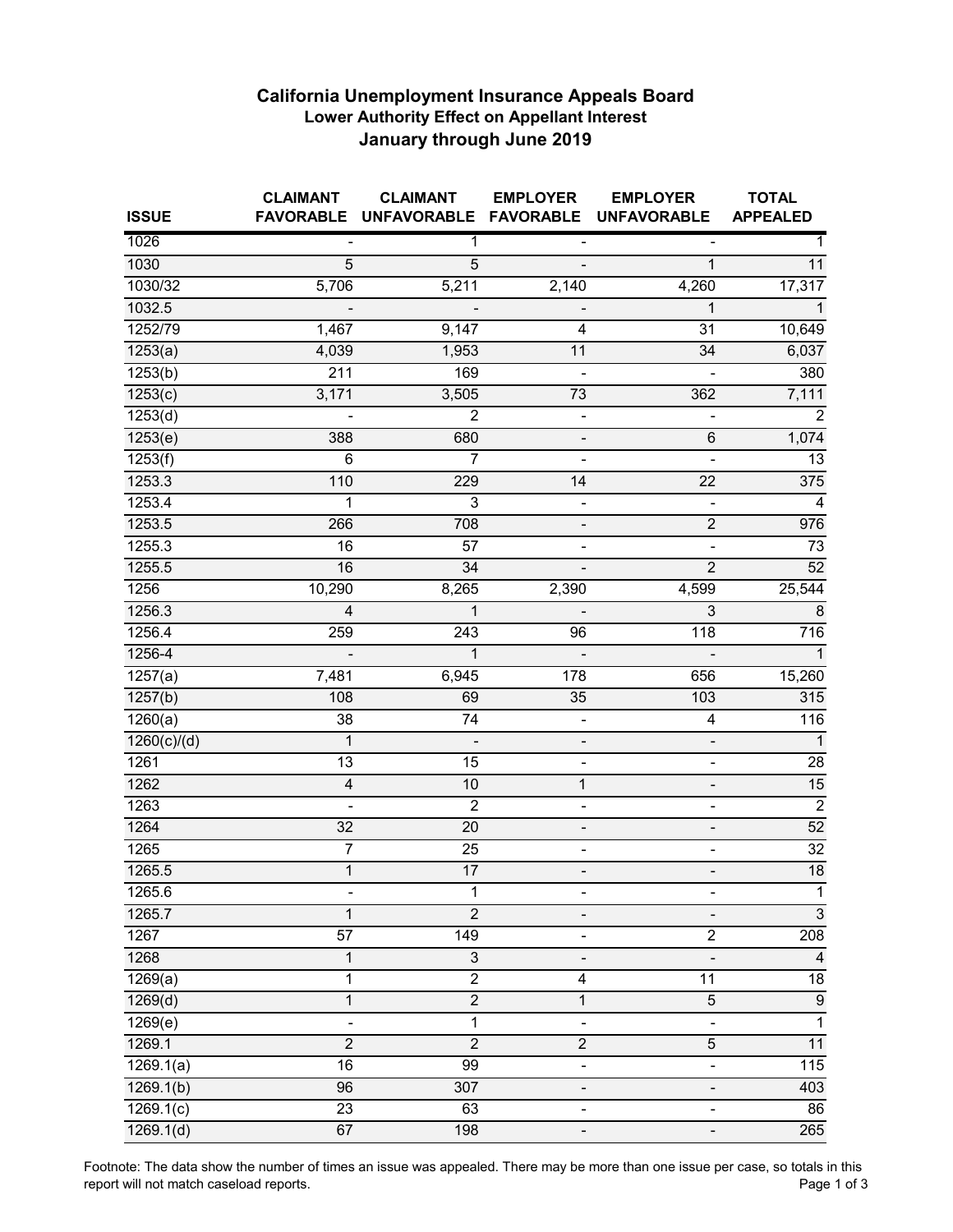# California Unemployment Insurance Appeals Board

## Lower Authority Effect on Appellant Interest

## January through June 2019

| ISSUE | CLAIMANT FAVORABLE | CLAIMANT UNFAVORABLE | EMPLOYER FAVORABLE | EMPLOYER UNFAVORABLE | TOTAL APPEALED |
|---|---|---|---|---|---|
| 1026 | - | 1 | - | - | 1 |
| 1030 | 5 | 5 | - | 1 | 11 |
| 1030/32 | 5,706 | 5,211 | 2,140 | 4,260 | 17,317 |
| 1032.5 | - | - | - | 1 | 1 |
| 1252/79 | 1,467 | 9,147 | 4 | 31 | 10,649 |
| 1253(a) | 4,039 | 1,953 | 11 | 34 | 6,037 |
| 1253(b) | 211 | 169 | - | - | 380 |
| 1253(c) | 3,171 | 3,505 | 73 | 362 | 7,111 |
| 1253(d) | - | 2 | - | - | 2 |
| 1253(e) | 388 | 680 | - | 6 | 1,074 |
| 1253(f) | 6 | 7 | - | - | 13 |
| 1253.3 | 110 | 229 | 14 | 22 | 375 |
| 1253.4 | 1 | 3 | - | - | 4 |
| 1253.5 | 266 | 708 | - | 2 | 976 |
| 1255.3 | 16 | 57 | - | - | 73 |
| 1255.5 | 16 | 34 | - | 2 | 52 |
| 1256 | 10,290 | 8,265 | 2,390 | 4,599 | 25,544 |
| 1256.3 | 4 | 1 | - | 3 | 8 |
| 1256.4 | 259 | 243 | 96 | 118 | 716 |
| 1256-4 | - | 1 | - | - | 1 |
| 1257(a) | 7,481 | 6,945 | 178 | 656 | 15,260 |
| 1257(b) | 108 | 69 | 35 | 103 | 315 |
| 1260(a) | 38 | 74 | - | 4 | 116 |
| 1260(c)/(d) | 1 | - | - | - | 1 |
| 1261 | 13 | 15 | - | - | 28 |
| 1262 | 4 | 10 | 1 | - | 15 |
| 1263 | - | 2 | - | - | 2 |
| 1264 | 32 | 20 | - | - | 52 |
| 1265 | 7 | 25 | - | - | 32 |
| 1265.5 | 1 | 17 | - | - | 18 |
| 1265.6 | - | 1 | - | - | 1 |
| 1265.7 | 1 | 2 | - | - | 3 |
| 1267 | 57 | 149 | - | 2 | 208 |
| 1268 | 1 | 3 | - | - | 4 |
| 1269(a) | 1 | 2 | 4 | 11 | 18 |
| 1269(d) | 1 | 2 | 1 | 5 | 9 |
| 1269(e) | - | 1 | - | - | 1 |
| 1269.1 | 2 | 2 | 2 | 5 | 11 |
| 1269.1(a) | 16 | 99 | - | - | 115 |
| 1269.1(b) | 96 | 307 | - | - | 403 |
| 1269.1(c) | 23 | 63 | - | - | 86 |
| 1269.1(d) | 67 | 198 | - | - | 265 |

Footnote: The data show the number of times an issue was appealed. There may be more than one issue per case, so totals in this report will not match caseload reports.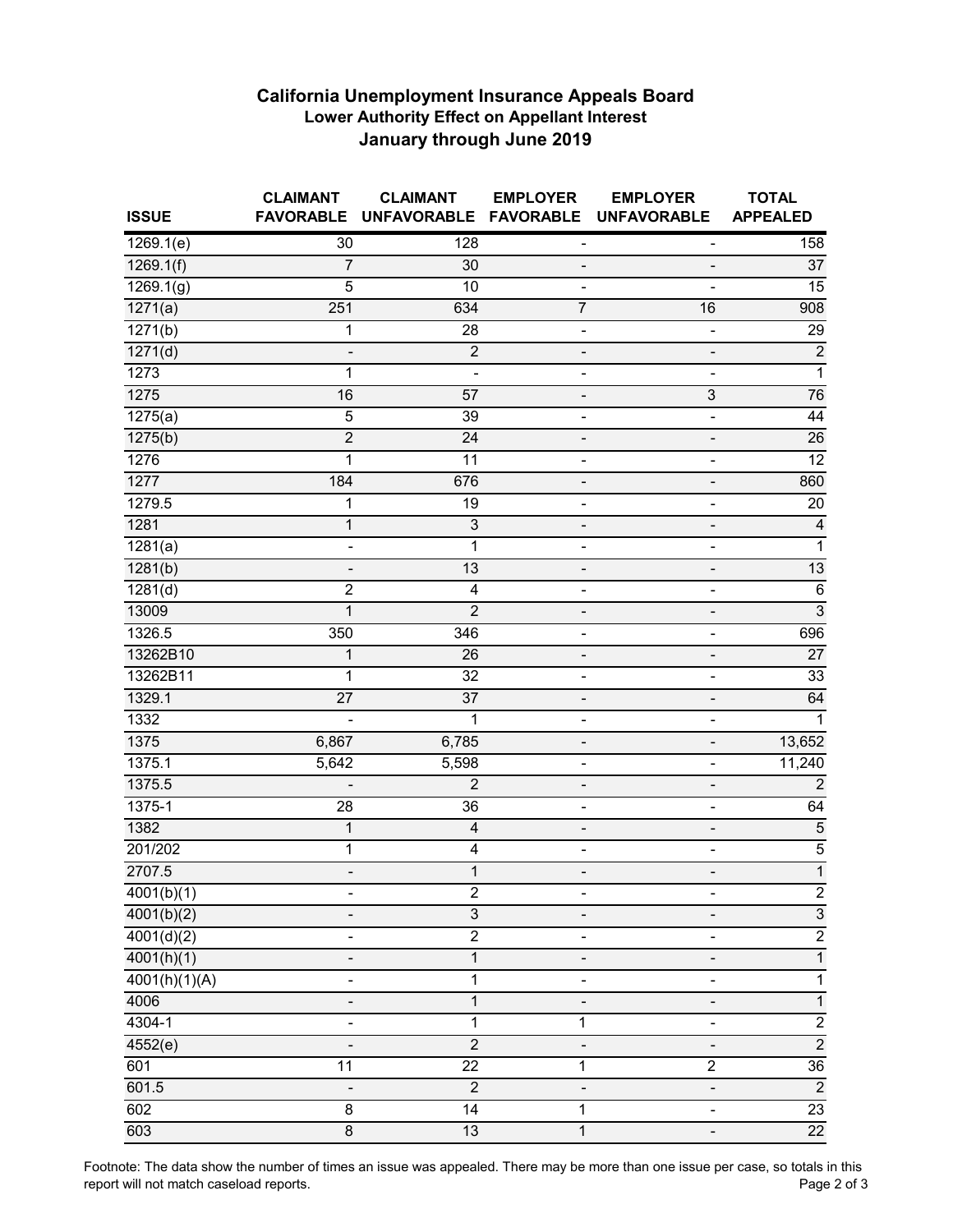# California Unemployment Insurance Appeals Board

## Lower Authority Effect on Appellant Interest

## January through June 2019

| ISSUE | CLAIMANT FAVORABLE | CLAIMANT UNFAVORABLE | EMPLOYER FAVORABLE | EMPLOYER UNFAVORABLE | TOTAL APPEALED |
|---|---|---|---|---|---|
| 1269.1(e) | 30 | 128 | - | - | 158 |
| 1269.1(f) | 7 | 30 | - | - | 37 |
| 1269.1(g) | 5 | 10 | - | - | 15 |
| 1271(a) | 251 | 634 | 7 | 16 | 908 |
| 1271(b) | 1 | 28 | - | - | 29 |
| 1271(d) | - | 2 | - | - | 2 |
| 1273 | 1 | - | - | - | 1 |
| 1275 | 16 | 57 | - | 3 | 76 |
| 1275(a) | 5 | 39 | - | - | 44 |
| 1275(b) | 2 | 24 | - | - | 26 |
| 1276 | 1 | 11 | - | - | 12 |
| 1277 | 184 | 676 | - | - | 860 |
| 1279.5 | 1 | 19 | - | - | 20 |
| 1281 | 1 | 3 | - | - | 4 |
| 1281(a) | - | 1 | - | - | 1 |
| 1281(b) | - | 13 | - | - | 13 |
| 1281(d) | 2 | 4 | - | - | 6 |
| 13009 | 1 | 2 | - | - | 3 |
| 1326.5 | 350 | 346 | - | - | 696 |
| 13262B10 | 1 | 26 | - | - | 27 |
| 13262B11 | 1 | 32 | - | - | 33 |
| 1329.1 | 27 | 37 | - | - | 64 |
| 1332 | - | 1 | - | - | 1 |
| 1375 | 6,867 | 6,785 | - | - | 13,652 |
| 1375.1 | 5,642 | 5,598 | - | - | 11,240 |
| 1375.5 | - | 2 | - | - | 2 |
| 1375-1 | 28 | 36 | - | - | 64 |
| 1382 | 1 | 4 | - | - | 5 |
| 201/202 | 1 | 4 | - | - | 5 |
| 2707.5 | - | 1 | - | - | 1 |
| 4001(b)(1) | - | 2 | - | - | 2 |
| 4001(b)(2) | - | 3 | - | - | 3 |
| 4001(d)(2) | - | 2 | - | - | 2 |
| 4001(h)(1) | - | 1 | - | - | 1 |
| 4001(h)(1)(A) | - | 1 | - | - | 1 |
| 4006 | - | 1 | - | - | 1 |
| 4304-1 | - | 1 | 1 | - | 2 |
| 4552(e) | - | 2 | - | - | 2 |
| 601 | 11 | 22 | 1 | 2 | 36 |
| 601.5 | - | 2 | - | - | 2 |
| 602 | 8 | 14 | 1 | - | 23 |
| 603 | 8 | 13 | 1 | - | 22 |

Footnote: The data show the number of times an issue was appealed. There may be more than one issue per case, so totals in this report will not match caseload reports.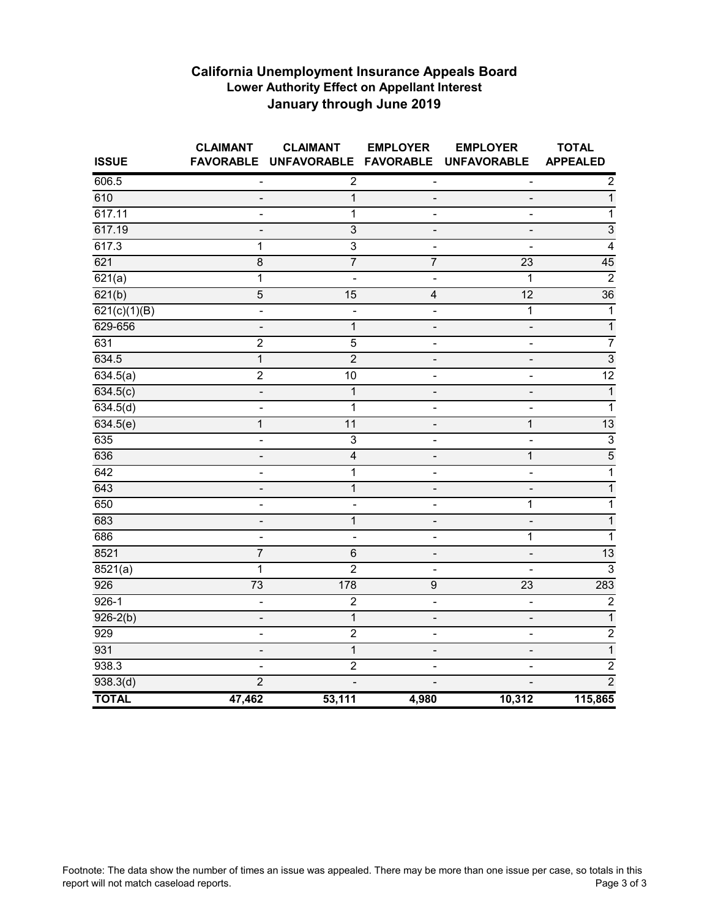## California Unemployment Insurance Appeals Board
### Lower Authority Effect on Appellant Interest
### January through June 2019

| ISSUE | CLAIMANT FAVORABLE | CLAIMANT UNFAVORABLE | EMPLOYER FAVORABLE | EMPLOYER UNFAVORABLE | TOTAL APPEALED |
|---|---|---|---|---|---|
| 606.5 | - | 2 | - | - | 2 |
| 610 | - | 1 | - | - | 1 |
| 617.11 | - | 1 | - | - | 1 |
| 617.19 | - | 3 | - | - | 3 |
| 617.3 | 1 | 3 | - | - | 4 |
| 621 | 8 | 7 | 7 | 23 | 45 |
| 621(a) | 1 | - | - | 1 | 2 |
| 621(b) | 5 | 15 | 4 | 12 | 36 |
| 621(c)(1)(B) | - | - | - | 1 | 1 |
| 629-656 | - | 1 | - | - | 1 |
| 631 | 2 | 5 | - | - | 7 |
| 634.5 | 1 | 2 | - | - | 3 |
| 634.5(a) | 2 | 10 | - | - | 12 |
| 634.5(c) | - | 1 | - | - | 1 |
| 634.5(d) | - | 1 | - | - | 1 |
| 634.5(e) | 1 | 11 | - | 1 | 13 |
| 635 | - | 3 | - | - | 3 |
| 636 | - | 4 | - | 1 | 5 |
| 642 | - | 1 | - | - | 1 |
| 643 | - | 1 | - | - | 1 |
| 650 | - | - | - | 1 | 1 |
| 683 | - | 1 | - | - | 1 |
| 686 | - | - | - | 1 | 1 |
| 8521 | 7 | 6 | - | - | 13 |
| 8521(a) | 1 | 2 | - | - | 3 |
| 926 | 73 | 178 | 9 | 23 | 283 |
| 926-1 | - | 2 | - | - | 2 |
| 926-2(b) | - | 1 | - | - | 1 |
| 929 | - | 2 | - | - | 2 |
| 931 | - | 1 | - | - | 1 |
| 938.3 | - | 2 | - | - | 2 |
| 938.3(d) | 2 | - | - | - | 2 |
| **TOTAL** | **47,462** | **53,111** | **4,980** | **10,312** | **115,865** |

Footnote: The data show the number of times an issue was appealed. There may be more than one issue per case, so totals in this report will not match caseload reports.